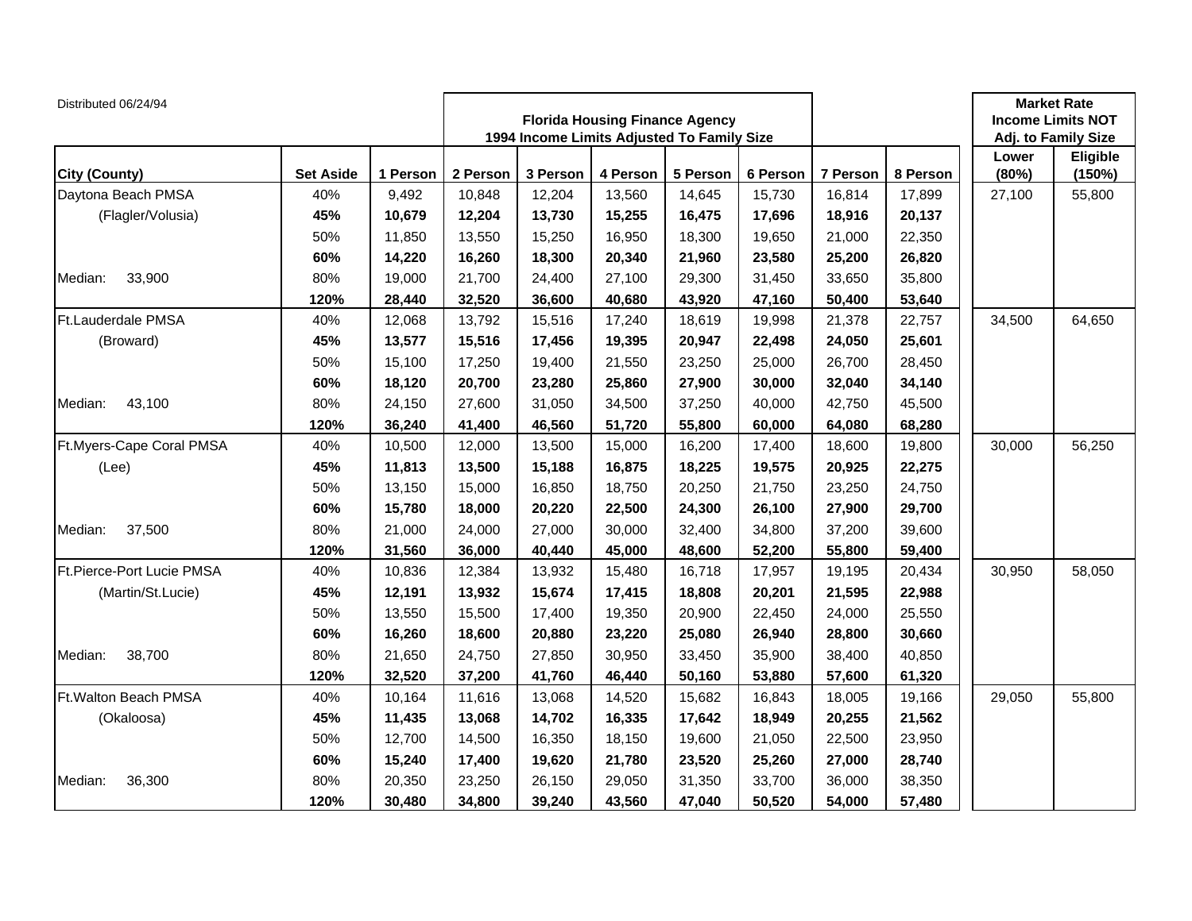Distributed 06/24/94

| City (County) | Set Aside | Florida Housing Finance Agency 1994 Income Limits Adjusted To Family Size | | | | | | | | Market Rate Income Limits NOT Adj. to Family Size | |
|---|---|---|---|---|---|---|---|---|---|---|---|
| | | 1 Person | 2 Person | 3 Person | 4 Person | 5 Person | 6 Person | 7 Person | 8 Person | Lower (80%) | Eligible (150%) |
| Daytona Beach PMSA | 40% | 9,492 | 10,848 | 12,204 | 13,560 | 14,645 | 15,730 | 16,814 | 17,899 | 27,100 | 55,800 |
| (Flagler/Volusia) | **45%** | **10,679** | **12,204** | **13,730** | **15,255** | **16,475** | **17,696** | **18,916** | **20,137** | | |
| | 50% | 11,850 | 13,550 | 15,250 | 16,950 | 18,300 | 19,650 | 21,000 | 22,350 | | |
| | **60%** | **14,220** | **16,260** | **18,300** | **20,340** | **21,960** | **23,580** | **25,200** | **26,820** | | |
| Median: 33,900 | 80% | 19,000 | 21,700 | 24,400 | 27,100 | 29,300 | 31,450 | 33,650 | 35,800 | | |
| | **120%** | **28,440** | **32,520** | **36,600** | **40,680** | **43,920** | **47,160** | **50,400** | **53,640** | | |
| Ft.Lauderdale PMSA | 40% | 12,068 | 13,792 | 15,516 | 17,240 | 18,619 | 19,998 | 21,378 | 22,757 | 34,500 | 64,650 |
| (Broward) | **45%** | **13,577** | **15,516** | **17,456** | **19,395** | **20,947** | **22,498** | **24,050** | **25,601** | | |
| | 50% | 15,100 | 17,250 | 19,400 | 21,550 | 23,250 | 25,000 | 26,700 | 28,450 | | |
| | **60%** | **18,120** | **20,700** | **23,280** | **25,860** | **27,900** | **30,000** | **32,040** | **34,140** | | |
| Median: 43,100 | 80% | 24,150 | 27,600 | 31,050 | 34,500 | 37,250 | 40,000 | 42,750 | 45,500 | | |
| | **120%** | **36,240** | **41,400** | **46,560** | **51,720** | **55,800** | **60,000** | **64,080** | **68,280** | | |
| Ft.Myers-Cape Coral PMSA | 40% | 10,500 | 12,000 | 13,500 | 15,000 | 16,200 | 17,400 | 18,600 | 19,800 | 30,000 | 56,250 |
| (Lee) | **45%** | **11,813** | **13,500** | **15,188** | **16,875** | **18,225** | **19,575** | **20,925** | **22,275** | | |
| | 50% | 13,150 | 15,000 | 16,850 | 18,750 | 20,250 | 21,750 | 23,250 | 24,750 | | |
| | **60%** | **15,780** | **18,000** | **20,220** | **22,500** | **24,300** | **26,100** | **27,900** | **29,700** | | |
| Median: 37,500 | 80% | 21,000 | 24,000 | 27,000 | 30,000 | 32,400 | 34,800 | 37,200 | 39,600 | | |
| | **120%** | **31,560** | **36,000** | **40,440** | **45,000** | **48,600** | **52,200** | **55,800** | **59,400** | | |
| Ft.Pierce-Port Lucie PMSA | 40% | 10,836 | 12,384 | 13,932 | 15,480 | 16,718 | 17,957 | 19,195 | 20,434 | 30,950 | 58,050 |
| (Martin/St.Lucie) | **45%** | **12,191** | **13,932** | **15,674** | **17,415** | **18,808** | **20,201** | **21,595** | **22,988** | | |
| | 50% | 13,550 | 15,500 | 17,400 | 19,350 | 20,900 | 22,450 | 24,000 | 25,550 | | |
| | **60%** | **16,260** | **18,600** | **20,880** | **23,220** | **25,080** | **26,940** | **28,800** | **30,660** | | |
| Median: 38,700 | 80% | 21,650 | 24,750 | 27,850 | 30,950 | 33,450 | 35,900 | 38,400 | 40,850 | | |
| | **120%** | **32,520** | **37,200** | **41,760** | **46,440** | **50,160** | **53,880** | **57,600** | **61,320** | | |
| Ft.Walton Beach PMSA | 40% | 10,164 | 11,616 | 13,068 | 14,520 | 15,682 | 16,843 | 18,005 | 19,166 | 29,050 | 55,800 |
| (Okaloosa) | **45%** | **11,435** | **13,068** | **14,702** | **16,335** | **17,642** | **18,949** | **20,255** | **21,562** | | |
| | 50% | 12,700 | 14,500 | 16,350 | 18,150 | 19,600 | 21,050 | 22,500 | 23,950 | | |
| | **60%** | **15,240** | **17,400** | **19,620** | **21,780** | **23,520** | **25,260** | **27,000** | **28,740** | | |
| Median: 36,300 | 80% | 20,350 | 23,250 | 26,150 | 29,050 | 31,350 | 33,700 | 36,000 | 38,350 | | |
| | **120%** | **30,480** | **34,800** | **39,240** | **43,560** | **47,040** | **50,520** | **54,000** | **57,480** | | |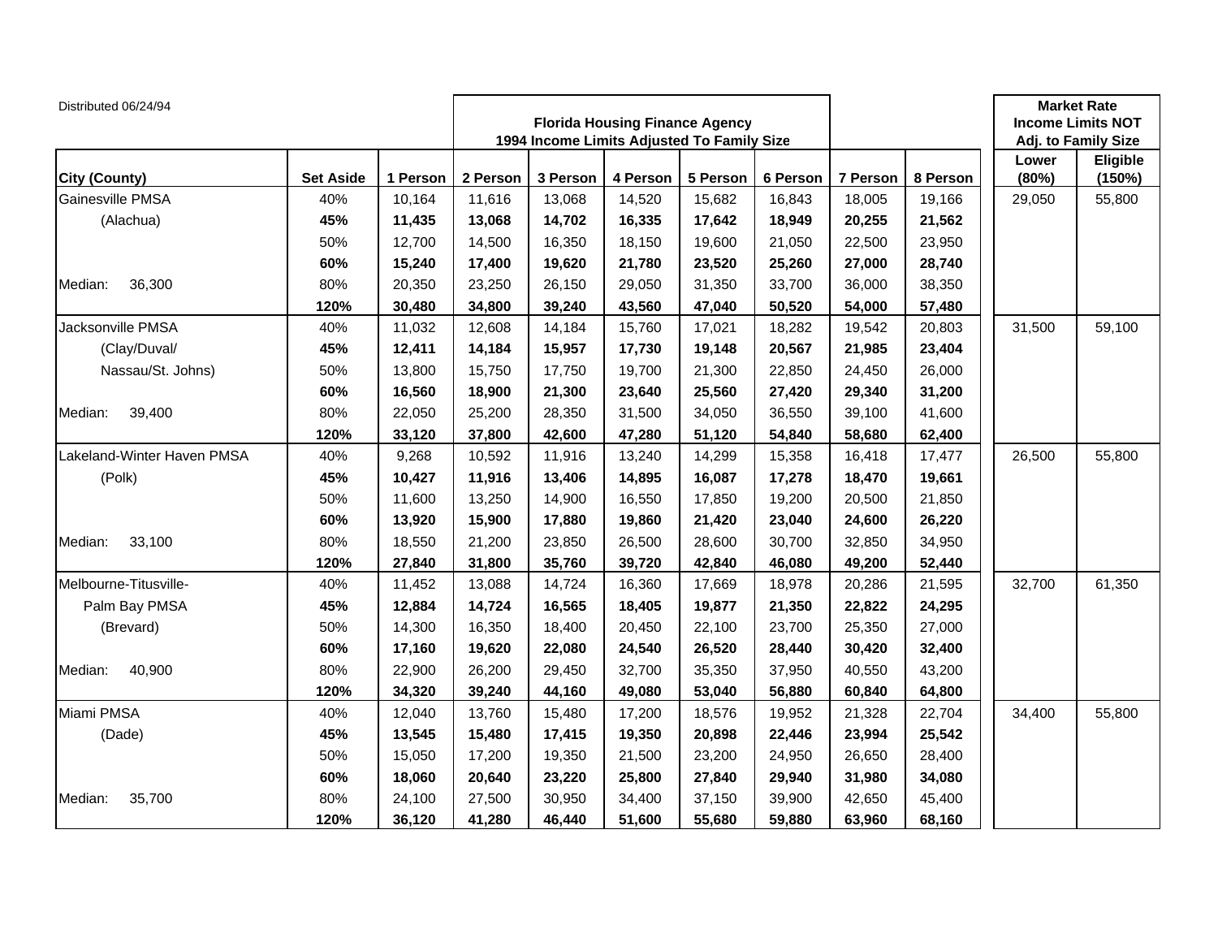Distributed 06/24/94

| City (County) | Set Aside | Florida Housing Finance Agency 1994 Income Limits Adjusted To Family Size | | | | | | | | Market Rate Income Limits NOT Adj. to Family Size | |
|---|---|---|---|---|---|---|---|---|---|---|---|
| | | 1 Person | 2 Person | 3 Person | 4 Person | 5 Person | 6 Person | 7 Person | 8 Person | Lower (80%) | Eligible (150%) |
| Gainesville PMSA | 40% | 10,164 | 11,616 | 13,068 | 14,520 | 15,682 | 16,843 | 18,005 | 19,166 | 29,050 | 55,800 |
| (Alachua) | **45%** | **11,435** | **13,068** | **14,702** | **16,335** | **17,642** | **18,949** | **20,255** | **21,562** | | |
| | 50% | 12,700 | 14,500 | 16,350 | 18,150 | 19,600 | 21,050 | 22,500 | 23,950 | | |
| | **60%** | **15,240** | **17,400** | **19,620** | **21,780** | **23,520** | **25,260** | **27,000** | **28,740** | | |
| Median: 36,300 | 80% | 20,350 | 23,250 | 26,150 | 29,050 | 31,350 | 33,700 | 36,000 | 38,350 | | |
| | **120%** | **30,480** | **34,800** | **39,240** | **43,560** | **47,040** | **50,520** | **54,000** | **57,480** | | |
| Jacksonville PMSA | 40% | 11,032 | 12,608 | 14,184 | 15,760 | 17,021 | 18,282 | 19,542 | 20,803 | 31,500 | 59,100 |
| (Clay/Duval/ | **45%** | **12,411** | **14,184** | **15,957** | **17,730** | **19,148** | **20,567** | **21,985** | **23,404** | | |
| Nassau/St. Johns) | 50% | 13,800 | 15,750 | 17,750 | 19,700 | 21,300 | 22,850 | 24,450 | 26,000 | | |
| | **60%** | **16,560** | **18,900** | **21,300** | **23,640** | **25,560** | **27,420** | **29,340** | **31,200** | | |
| Median: 39,400 | 80% | 22,050 | 25,200 | 28,350 | 31,500 | 34,050 | 36,550 | 39,100 | 41,600 | | |
| | **120%** | **33,120** | **37,800** | **42,600** | **47,280** | **51,120** | **54,840** | **58,680** | **62,400** | | |
| Lakeland-Winter Haven PMSA | 40% | 9,268 | 10,592 | 11,916 | 13,240 | 14,299 | 15,358 | 16,418 | 17,477 | 26,500 | 55,800 |
| (Polk) | **45%** | **10,427** | **11,916** | **13,406** | **14,895** | **16,087** | **17,278** | **18,470** | **19,661** | | |
| | 50% | 11,600 | 13,250 | 14,900 | 16,550 | 17,850 | 19,200 | 20,500 | 21,850 | | |
| | **60%** | **13,920** | **15,900** | **17,880** | **19,860** | **21,420** | **23,040** | **24,600** | **26,220** | | |
| Median: 33,100 | 80% | 18,550 | 21,200 | 23,850 | 26,500 | 28,600 | 30,700 | 32,850 | 34,950 | | |
| | **120%** | **27,840** | **31,800** | **35,760** | **39,720** | **42,840** | **46,080** | **49,200** | **52,440** | | |
| Melbourne-Titusville- | 40% | 11,452 | 13,088 | 14,724 | 16,360 | 17,669 | 18,978 | 20,286 | 21,595 | 32,700 | 61,350 |
| Palm Bay PMSA | **45%** | **12,884** | **14,724** | **16,565** | **18,405** | **19,877** | **21,350** | **22,822** | **24,295** | | |
| (Brevard) | 50% | 14,300 | 16,350 | 18,400 | 20,450 | 22,100 | 23,700 | 25,350 | 27,000 | | |
| | **60%** | **17,160** | **19,620** | **22,080** | **24,540** | **26,520** | **28,440** | **30,420** | **32,400** | | |
| Median: 40,900 | 80% | 22,900 | 26,200 | 29,450 | 32,700 | 35,350 | 37,950 | 40,550 | 43,200 | | |
| | **120%** | **34,320** | **39,240** | **44,160** | **49,080** | **53,040** | **56,880** | **60,840** | **64,800** | | |
| Miami PMSA | 40% | 12,040 | 13,760 | 15,480 | 17,200 | 18,576 | 19,952 | 21,328 | 22,704 | 34,400 | 55,800 |
| (Dade) | **45%** | **13,545** | **15,480** | **17,415** | **19,350** | **20,898** | **22,446** | **23,994** | **25,542** | | |
| | 50% | 15,050 | 17,200 | 19,350 | 21,500 | 23,200 | 24,950 | 26,650 | 28,400 | | |
| | **60%** | **18,060** | **20,640** | **23,220** | **25,800** | **27,840** | **29,940** | **31,980** | **34,080** | | |
| Median: 35,700 | 80% | 24,100 | 27,500 | 30,950 | 34,400 | 37,150 | 39,900 | 42,650 | 45,400 | | |
| | **120%** | **36,120** | **41,280** | **46,440** | **51,600** | **55,680** | **59,880** | **63,960** | **68,160** | | |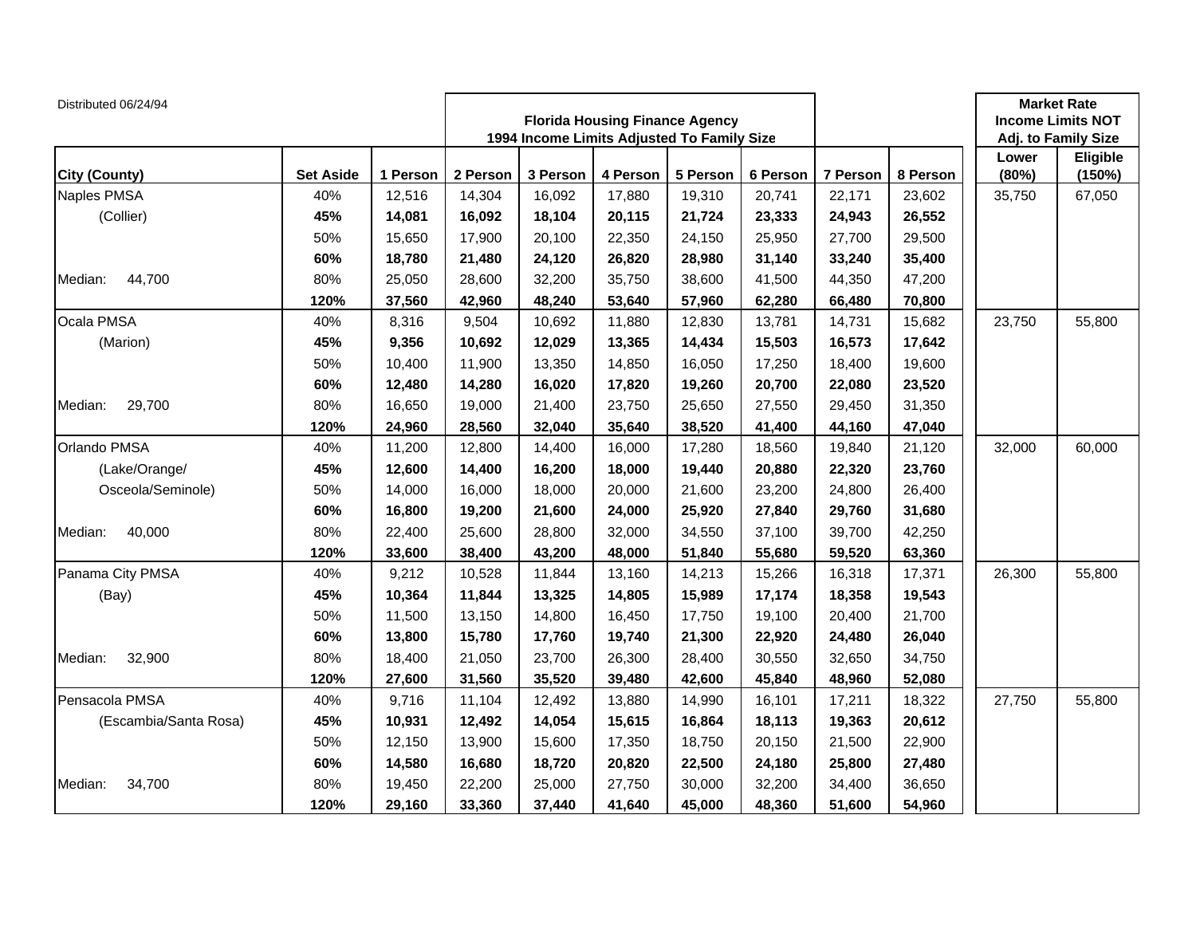Distributed 06/24/94

**Florida Housing Finance Agency**
**1994 Income Limits Adjusted To Family Size**

| City (County) | Set Aside | 1 Person | 2 Person | 3 Person | 4 Person | 5 Person | 6 Person | 7 Person | 8 Person | Market Rate Income Limits NOT Adj. to Family Size: Lower (80%) | Market Rate Income Limits NOT Adj. to Family Size: Eligible (150%) |
|---|---|---|---|---|---|---|---|---|---|---|---|
| Naples PMSA | 40% | 12,516 | 14,304 | 16,092 | 17,880 | 19,310 | 20,741 | 22,171 | 23,602 | 35,750 | 67,050 |
| (Collier) | **45%** | **14,081** | **16,092** | **18,104** | **20,115** | **21,724** | **23,333** | **24,943** | **26,552** | | |
| | 50% | 15,650 | 17,900 | 20,100 | 22,350 | 24,150 | 25,950 | 27,700 | 29,500 | | |
| | **60%** | **18,780** | **21,480** | **24,120** | **26,820** | **28,980** | **31,140** | **33,240** | **35,400** | | |
| Median: 44,700 | 80% | 25,050 | 28,600 | 32,200 | 35,750 | 38,600 | 41,500 | 44,350 | 47,200 | | |
| | **120%** | **37,560** | **42,960** | **48,240** | **53,640** | **57,960** | **62,280** | **66,480** | **70,800** | | |
| Ocala PMSA | 40% | 8,316 | 9,504 | 10,692 | 11,880 | 12,830 | 13,781 | 14,731 | 15,682 | 23,750 | 55,800 |
| (Marion) | **45%** | **9,356** | **10,692** | **12,029** | **13,365** | **14,434** | **15,503** | **16,573** | **17,642** | | |
| | 50% | 10,400 | 11,900 | 13,350 | 14,850 | 16,050 | 17,250 | 18,400 | 19,600 | | |
| | **60%** | **12,480** | **14,280** | **16,020** | **17,820** | **19,260** | **20,700** | **22,080** | **23,520** | | |
| Median: 29,700 | 80% | 16,650 | 19,000 | 21,400 | 23,750 | 25,650 | 27,550 | 29,450 | 31,350 | | |
| | **120%** | **24,960** | **28,560** | **32,040** | **35,640** | **38,520** | **41,400** | **44,160** | **47,040** | | |
| Orlando PMSA | 40% | 11,200 | 12,800 | 14,400 | 16,000 | 17,280 | 18,560 | 19,840 | 21,120 | 32,000 | 60,000 |
| (Lake/Orange/ | **45%** | **12,600** | **14,400** | **16,200** | **18,000** | **19,440** | **20,880** | **22,320** | **23,760** | | |
| Osceola/Seminole) | 50% | 14,000 | 16,000 | 18,000 | 20,000 | 21,600 | 23,200 | 24,800 | 26,400 | | |
| | **60%** | **16,800** | **19,200** | **21,600** | **24,000** | **25,920** | **27,840** | **29,760** | **31,680** | | |
| Median: 40,000 | 80% | 22,400 | 25,600 | 28,800 | 32,000 | 34,550 | 37,100 | 39,700 | 42,250 | | |
| | **120%** | **33,600** | **38,400** | **43,200** | **48,000** | **51,840** | **55,680** | **59,520** | **63,360** | | |
| Panama City PMSA | 40% | 9,212 | 10,528 | 11,844 | 13,160 | 14,213 | 15,266 | 16,318 | 17,371 | 26,300 | 55,800 |
| (Bay) | **45%** | **10,364** | **11,844** | **13,325** | **14,805** | **15,989** | **17,174** | **18,358** | **19,543** | | |
| | 50% | 11,500 | 13,150 | 14,800 | 16,450 | 17,750 | 19,100 | 20,400 | 21,700 | | |
| | **60%** | **13,800** | **15,780** | **17,760** | **19,740** | **21,300** | **22,920** | **24,480** | **26,040** | | |
| Median: 32,900 | 80% | 18,400 | 21,050 | 23,700 | 26,300 | 28,400 | 30,550 | 32,650 | 34,750 | | |
| | **120%** | **27,600** | **31,560** | **35,520** | **39,480** | **42,600** | **45,840** | **48,960** | **52,080** | | |
| Pensacola PMSA | 40% | 9,716 | 11,104 | 12,492 | 13,880 | 14,990 | 16,101 | 17,211 | 18,322 | 27,750 | 55,800 |
| (Escambia/Santa Rosa) | **45%** | **10,931** | **12,492** | **14,054** | **15,615** | **16,864** | **18,113** | **19,363** | **20,612** | | |
| | 50% | 12,150 | 13,900 | 15,600 | 17,350 | 18,750 | 20,150 | 21,500 | 22,900 | | |
| | **60%** | **14,580** | **16,680** | **18,720** | **20,820** | **22,500** | **24,180** | **25,800** | **27,480** | | |
| Median: 34,700 | 80% | 19,450 | 22,200 | 25,000 | 27,750 | 30,000 | 32,200 | 34,400 | 36,650 | | |
| | **120%** | **29,160** | **33,360** | **37,440** | **41,640** | **45,000** | **48,360** | **51,600** | **54,960** | | |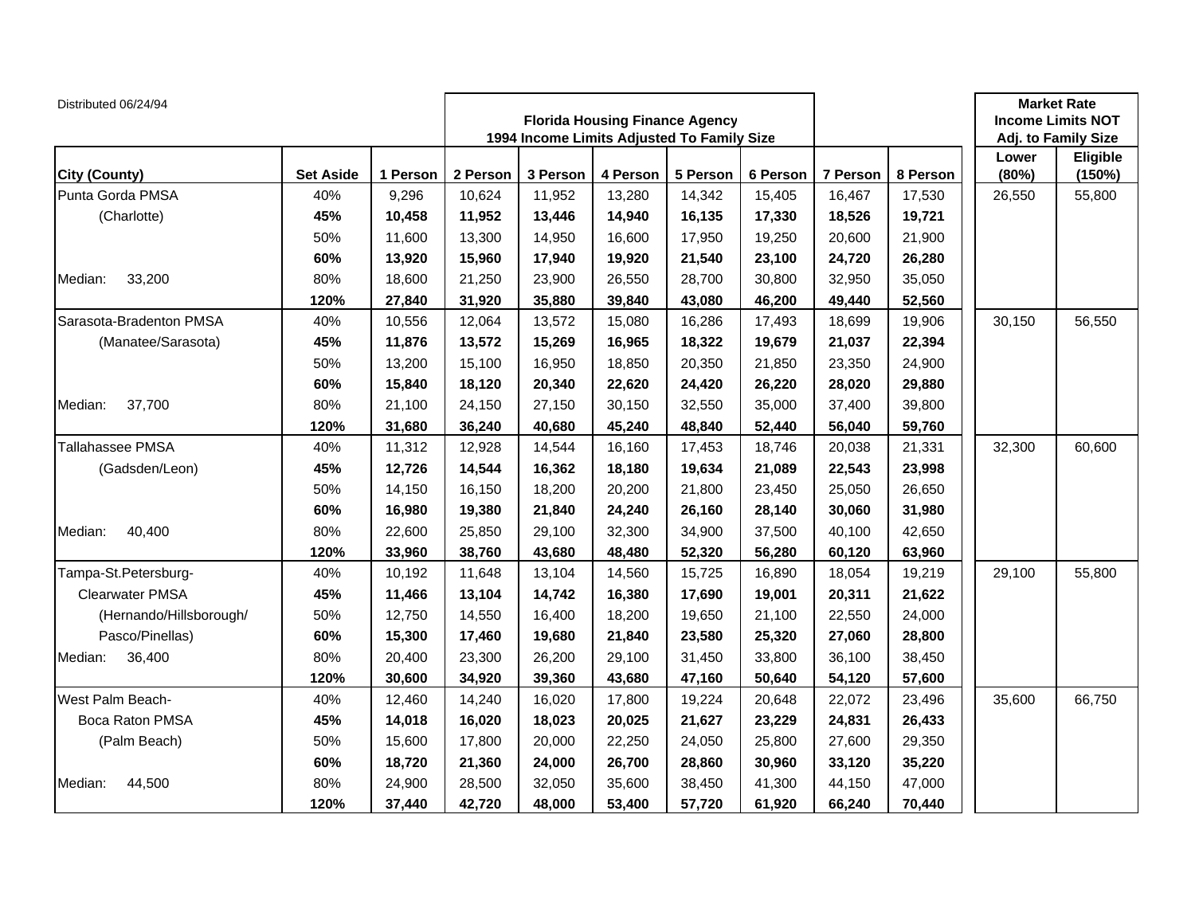Distributed 06/24/94

| City (County) | Set Aside | 1 Person | 2 Person | 3 Person | 4 Person | 5 Person | 6 Person | 7 Person | 8 Person | Lower (80%) | Eligible (150%) |
|---|---|---|---|---|---|---|---|---|---|---|---|
| | | Florida Housing Finance Agency 1994 Income Limits Adjusted To Family Size | | | | | | | | Market Rate Income Limits NOT Adj. to Family Size | |
| Punta Gorda PMSA | 40% | 9,296 | 10,624 | 11,952 | 13,280 | 14,342 | 15,405 | 16,467 | 17,530 | 26,550 | 55,800 |
| (Charlotte) | **45%** | **10,458** | **11,952** | **13,446** | **14,940** | **16,135** | **17,330** | **18,526** | **19,721** | | |
| | 50% | 11,600 | 13,300 | 14,950 | 16,600 | 17,950 | 19,250 | 20,600 | 21,900 | | |
| | **60%** | **13,920** | **15,960** | **17,940** | **19,920** | **21,540** | **23,100** | **24,720** | **26,280** | | |
| Median: 33,200 | 80% | 18,600 | 21,250 | 23,900 | 26,550 | 28,700 | 30,800 | 32,950 | 35,050 | | |
| | **120%** | **27,840** | **31,920** | **35,880** | **39,840** | **43,080** | **46,200** | **49,440** | **52,560** | | |
| Sarasota-Bradenton PMSA | 40% | 10,556 | 12,064 | 13,572 | 15,080 | 16,286 | 17,493 | 18,699 | 19,906 | 30,150 | 56,550 |
| (Manatee/Sarasota) | **45%** | **11,876** | **13,572** | **15,269** | **16,965** | **18,322** | **19,679** | **21,037** | **22,394** | | |
| | 50% | 13,200 | 15,100 | 16,950 | 18,850 | 20,350 | 21,850 | 23,350 | 24,900 | | |
| | **60%** | **15,840** | **18,120** | **20,340** | **22,620** | **24,420** | **26,220** | **28,020** | **29,880** | | |
| Median: 37,700 | 80% | 21,100 | 24,150 | 27,150 | 30,150 | 32,550 | 35,000 | 37,400 | 39,800 | | |
| | **120%** | **31,680** | **36,240** | **40,680** | **45,240** | **48,840** | **52,440** | **56,040** | **59,760** | | |
| Tallahassee PMSA | 40% | 11,312 | 12,928 | 14,544 | 16,160 | 17,453 | 18,746 | 20,038 | 21,331 | 32,300 | 60,600 |
| (Gadsden/Leon) | **45%** | **12,726** | **14,544** | **16,362** | **18,180** | **19,634** | **21,089** | **22,543** | **23,998** | | |
| | 50% | 14,150 | 16,150 | 18,200 | 20,200 | 21,800 | 23,450 | 25,050 | 26,650 | | |
| | **60%** | **16,980** | **19,380** | **21,840** | **24,240** | **26,160** | **28,140** | **30,060** | **31,980** | | |
| Median: 40,400 | 80% | 22,600 | 25,850 | 29,100 | 32,300 | 34,900 | 37,500 | 40,100 | 42,650 | | |
| | **120%** | **33,960** | **38,760** | **43,680** | **48,480** | **52,320** | **56,280** | **60,120** | **63,960** | | |
| Tampa-St.Petersburg- | 40% | 10,192 | 11,648 | 13,104 | 14,560 | 15,725 | 16,890 | 18,054 | 19,219 | 29,100 | 55,800 |
| Clearwater PMSA | **45%** | **11,466** | **13,104** | **14,742** | **16,380** | **17,690** | **19,001** | **20,311** | **21,622** | | |
| (Hernando/Hillsborough/ | 50% | 12,750 | 14,550 | 16,400 | 18,200 | 19,650 | 21,100 | 22,550 | 24,000 | | |
| Pasco/Pinellas) | **60%** | **15,300** | **17,460** | **19,680** | **21,840** | **23,580** | **25,320** | **27,060** | **28,800** | | |
| Median: 36,400 | 80% | 20,400 | 23,300 | 26,200 | 29,100 | 31,450 | 33,800 | 36,100 | 38,450 | | |
| | **120%** | **30,600** | **34,920** | **39,360** | **43,680** | **47,160** | **50,640** | **54,120** | **57,600** | | |
| West Palm Beach- | 40% | 12,460 | 14,240 | 16,020 | 17,800 | 19,224 | 20,648 | 22,072 | 23,496 | 35,600 | 66,750 |
| Boca Raton PMSA | **45%** | **14,018** | **16,020** | **18,023** | **20,025** | **21,627** | **23,229** | **24,831** | **26,433** | | |
| (Palm Beach) | 50% | 15,600 | 17,800 | 20,000 | 22,250 | 24,050 | 25,800 | 27,600 | 29,350 | | |
| | **60%** | **18,720** | **21,360** | **24,000** | **26,700** | **28,860** | **30,960** | **33,120** | **35,220** | | |
| Median: 44,500 | 80% | 24,900 | 28,500 | 32,050 | 35,600 | 38,450 | 41,300 | 44,150 | 47,000 | | |
| | **120%** | **37,440** | **42,720** | **48,000** | **53,400** | **57,720** | **61,920** | **66,240** | **70,440** | | |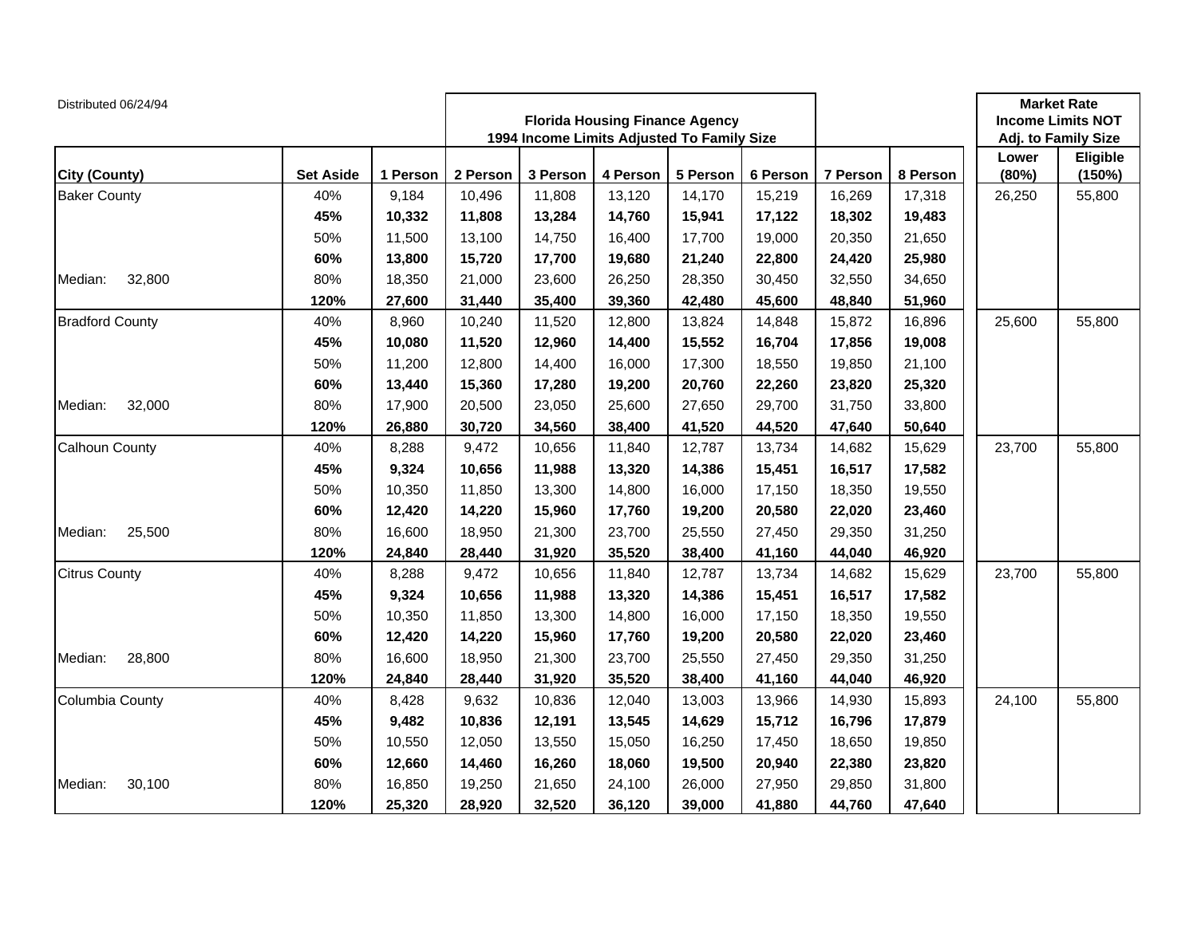Distributed 06/24/94

| City (County) | Set Aside | 1 Person | 2 Person | 3 Person | 4 Person | 5 Person | 6 Person | 7 Person | 8 Person | Lower (80%) | Eligible (150%) |
|---|---|---|---|---|---|---|---|---|---|---|---|
| | | **Florida Housing Finance Agency 1994 Income Limits Adjusted To Family Size** | | | | | | | | **Market Rate Income Limits NOT Adj. to Family Size** | |
| Baker County | 40% | 9,184 | 10,496 | 11,808 | 13,120 | 14,170 | 15,219 | 16,269 | 17,318 | 26,250 | 55,800 |
| | **45%** | **10,332** | **11,808** | **13,284** | **14,760** | **15,941** | **17,122** | **18,302** | **19,483** | | |
| | 50% | 11,500 | 13,100 | 14,750 | 16,400 | 17,700 | 19,000 | 20,350 | 21,650 | | |
| | **60%** | **13,800** | **15,720** | **17,700** | **19,680** | **21,240** | **22,800** | **24,420** | **25,980** | | |
| Median: 32,800 | 80% | 18,350 | 21,000 | 23,600 | 26,250 | 28,350 | 30,450 | 32,550 | 34,650 | | |
| | **120%** | **27,600** | **31,440** | **35,400** | **39,360** | **42,480** | **45,600** | **48,840** | **51,960** | | |
| Bradford County | 40% | 8,960 | 10,240 | 11,520 | 12,800 | 13,824 | 14,848 | 15,872 | 16,896 | 25,600 | 55,800 |
| | **45%** | **10,080** | **11,520** | **12,960** | **14,400** | **15,552** | **16,704** | **17,856** | **19,008** | | |
| | 50% | 11,200 | 12,800 | 14,400 | 16,000 | 17,300 | 18,550 | 19,850 | 21,100 | | |
| | **60%** | **13,440** | **15,360** | **17,280** | **19,200** | **20,760** | **22,260** | **23,820** | **25,320** | | |
| Median: 32,000 | 80% | 17,900 | 20,500 | 23,050 | 25,600 | 27,650 | 29,700 | 31,750 | 33,800 | | |
| | **120%** | **26,880** | **30,720** | **34,560** | **38,400** | **41,520** | **44,520** | **47,640** | **50,640** | | |
| Calhoun County | 40% | 8,288 | 9,472 | 10,656 | 11,840 | 12,787 | 13,734 | 14,682 | 15,629 | 23,700 | 55,800 |
| | **45%** | **9,324** | **10,656** | **11,988** | **13,320** | **14,386** | **15,451** | **16,517** | **17,582** | | |
| | 50% | 10,350 | 11,850 | 13,300 | 14,800 | 16,000 | 17,150 | 18,350 | 19,550 | | |
| | **60%** | **12,420** | **14,220** | **15,960** | **17,760** | **19,200** | **20,580** | **22,020** | **23,460** | | |
| Median: 25,500 | 80% | 16,600 | 18,950 | 21,300 | 23,700 | 25,550 | 27,450 | 29,350 | 31,250 | | |
| | **120%** | **24,840** | **28,440** | **31,920** | **35,520** | **38,400** | **41,160** | **44,040** | **46,920** | | |
| Citrus County | 40% | 8,288 | 9,472 | 10,656 | 11,840 | 12,787 | 13,734 | 14,682 | 15,629 | 23,700 | 55,800 |
| | **45%** | **9,324** | **10,656** | **11,988** | **13,320** | **14,386** | **15,451** | **16,517** | **17,582** | | |
| | 50% | 10,350 | 11,850 | 13,300 | 14,800 | 16,000 | 17,150 | 18,350 | 19,550 | | |
| | **60%** | **12,420** | **14,220** | **15,960** | **17,760** | **19,200** | **20,580** | **22,020** | **23,460** | | |
| Median: 28,800 | 80% | 16,600 | 18,950 | 21,300 | 23,700 | 25,550 | 27,450 | 29,350 | 31,250 | | |
| | **120%** | **24,840** | **28,440** | **31,920** | **35,520** | **38,400** | **41,160** | **44,040** | **46,920** | | |
| Columbia County | 40% | 8,428 | 9,632 | 10,836 | 12,040 | 13,003 | 13,966 | 14,930 | 15,893 | 24,100 | 55,800 |
| | **45%** | **9,482** | **10,836** | **12,191** | **13,545** | **14,629** | **15,712** | **16,796** | **17,879** | | |
| | 50% | 10,550 | 12,050 | 13,550 | 15,050 | 16,250 | 17,450 | 18,650 | 19,850 | | |
| | **60%** | **12,660** | **14,460** | **16,260** | **18,060** | **19,500** | **20,940** | **22,380** | **23,820** | | |
| Median: 30,100 | 80% | 16,850 | 19,250 | 21,650 | 24,100 | 26,000 | 27,950 | 29,850 | 31,800 | | |
| | **120%** | **25,320** | **28,920** | **32,520** | **36,120** | **39,000** | **41,880** | **44,760** | **47,640** | | |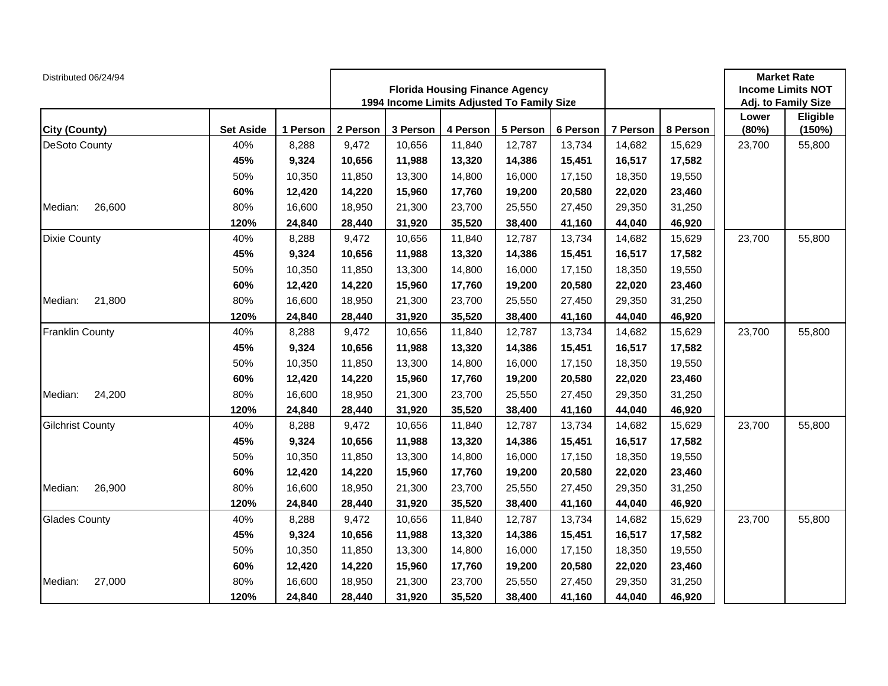Distributed 06/24/94

| City (County) | | Set Aside | Florida Housing Finance Agency 1994 Income Limits Adjusted To Family Size 1 Person | 2 Person | 3 Person | 4 Person | 5 Person | 6 Person | 7 Person | 8 Person | Market Rate Income Limits NOT Adj. to Family Size Lower (80%) | Eligible (150%) |
|---|---|---|---|---|---|---|---|---|---|---|---|---|
| DeSoto County | | 40% | 8,288 | 9,472 | 10,656 | 11,840 | 12,787 | 13,734 | 14,682 | 15,629 | 23,700 | 55,800 |
| | | **45%** | **9,324** | **10,656** | **11,988** | **13,320** | **14,386** | **15,451** | **16,517** | **17,582** | | |
| | | 50% | 10,350 | 11,850 | 13,300 | 14,800 | 16,000 | 17,150 | 18,350 | 19,550 | | |
| | | **60%** | **12,420** | **14,220** | **15,960** | **17,760** | **19,200** | **20,580** | **22,020** | **23,460** | | |
| Median: | 26,600 | 80% | 16,600 | 18,950 | 21,300 | 23,700 | 25,550 | 27,450 | 29,350 | 31,250 | | |
| | | **120%** | **24,840** | **28,440** | **31,920** | **35,520** | **38,400** | **41,160** | **44,040** | **46,920** | | |
| Dixie County | | 40% | 8,288 | 9,472 | 10,656 | 11,840 | 12,787 | 13,734 | 14,682 | 15,629 | 23,700 | 55,800 |
| | | **45%** | **9,324** | **10,656** | **11,988** | **13,320** | **14,386** | **15,451** | **16,517** | **17,582** | | |
| | | 50% | 10,350 | 11,850 | 13,300 | 14,800 | 16,000 | 17,150 | 18,350 | 19,550 | | |
| | | **60%** | **12,420** | **14,220** | **15,960** | **17,760** | **19,200** | **20,580** | **22,020** | **23,460** | | |
| Median: | 21,800 | 80% | 16,600 | 18,950 | 21,300 | 23,700 | 25,550 | 27,450 | 29,350 | 31,250 | | |
| | | **120%** | **24,840** | **28,440** | **31,920** | **35,520** | **38,400** | **41,160** | **44,040** | **46,920** | | |
| Franklin County | | 40% | 8,288 | 9,472 | 10,656 | 11,840 | 12,787 | 13,734 | 14,682 | 15,629 | 23,700 | 55,800 |
| | | **45%** | **9,324** | **10,656** | **11,988** | **13,320** | **14,386** | **15,451** | **16,517** | **17,582** | | |
| | | 50% | 10,350 | 11,850 | 13,300 | 14,800 | 16,000 | 17,150 | 18,350 | 19,550 | | |
| | | **60%** | **12,420** | **14,220** | **15,960** | **17,760** | **19,200** | **20,580** | **22,020** | **23,460** | | |
| Median: | 24,200 | 80% | 16,600 | 18,950 | 21,300 | 23,700 | 25,550 | 27,450 | 29,350 | 31,250 | | |
| | | **120%** | **24,840** | **28,440** | **31,920** | **35,520** | **38,400** | **41,160** | **44,040** | **46,920** | | |
| Gilchrist County | | 40% | 8,288 | 9,472 | 10,656 | 11,840 | 12,787 | 13,734 | 14,682 | 15,629 | 23,700 | 55,800 |
| | | **45%** | **9,324** | **10,656** | **11,988** | **13,320** | **14,386** | **15,451** | **16,517** | **17,582** | | |
| | | 50% | 10,350 | 11,850 | 13,300 | 14,800 | 16,000 | 17,150 | 18,350 | 19,550 | | |
| | | **60%** | **12,420** | **14,220** | **15,960** | **17,760** | **19,200** | **20,580** | **22,020** | **23,460** | | |
| Median: | 26,900 | 80% | 16,600 | 18,950 | 21,300 | 23,700 | 25,550 | 27,450 | 29,350 | 31,250 | | |
| | | **120%** | **24,840** | **28,440** | **31,920** | **35,520** | **38,400** | **41,160** | **44,040** | **46,920** | | |
| Glades County | | 40% | 8,288 | 9,472 | 10,656 | 11,840 | 12,787 | 13,734 | 14,682 | 15,629 | 23,700 | 55,800 |
| | | **45%** | **9,324** | **10,656** | **11,988** | **13,320** | **14,386** | **15,451** | **16,517** | **17,582** | | |
| | | 50% | 10,350 | 11,850 | 13,300 | 14,800 | 16,000 | 17,150 | 18,350 | 19,550 | | |
| | | **60%** | **12,420** | **14,220** | **15,960** | **17,760** | **19,200** | **20,580** | **22,020** | **23,460** | | |
| Median: | 27,000 | 80% | 16,600 | 18,950 | 21,300 | 23,700 | 25,550 | 27,450 | 29,350 | 31,250 | | |
| | | **120%** | **24,840** | **28,440** | **31,920** | **35,520** | **38,400** | **41,160** | **44,040** | **46,920** | | |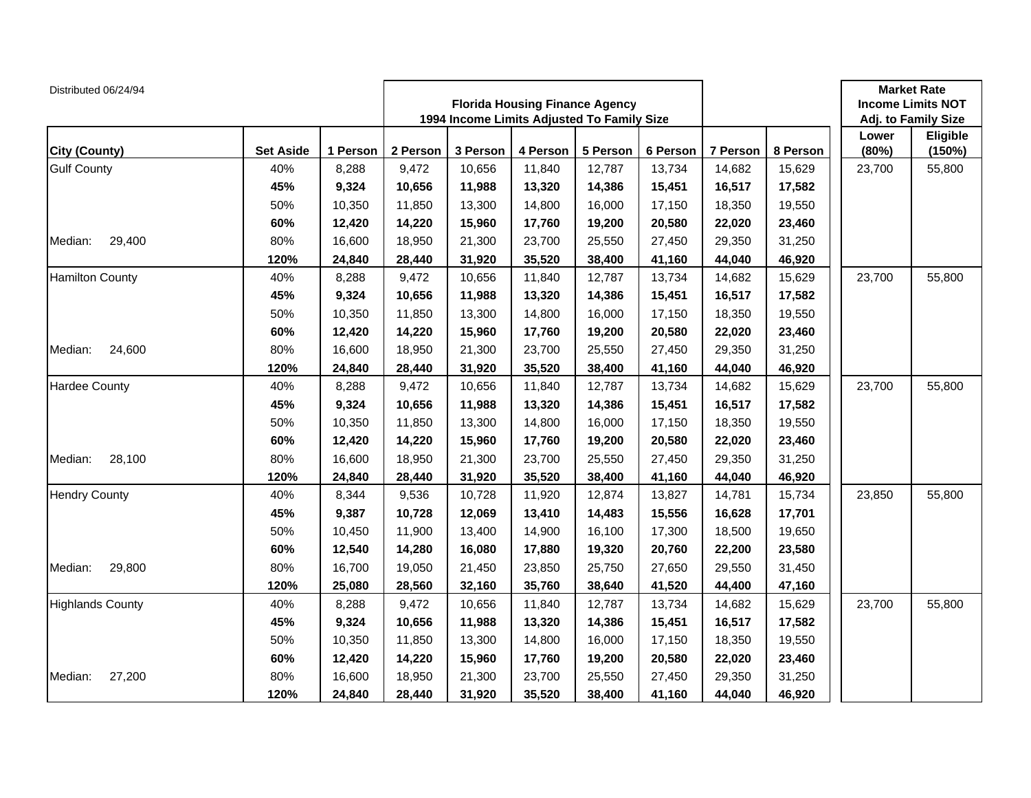Distributed 06/24/94

| City (County) | Set Aside | 1 Person | 2 Person | 3 Person | 4 Person | 5 Person | 6 Person | 7 Person | 8 Person | Market Rate Income Limits NOT Adj. to Family Size Lower (80%) | Eligible (150%) |
|---|---|---|---|---|---|---|---|---|---|---|---|
| | | Florida Housing Finance Agency 1994 Income Limits Adjusted To Family Size | | | | | | | | | |
| Gulf County | 40% | 8,288 | 9,472 | 10,656 | 11,840 | 12,787 | 13,734 | 14,682 | 15,629 | 23,700 | 55,800 |
| | **45%** | **9,324** | **10,656** | **11,988** | **13,320** | **14,386** | **15,451** | **16,517** | **17,582** | | |
| | 50% | 10,350 | 11,850 | 13,300 | 14,800 | 16,000 | 17,150 | 18,350 | 19,550 | | |
| | **60%** | **12,420** | **14,220** | **15,960** | **17,760** | **19,200** | **20,580** | **22,020** | **23,460** | | |
| Median: 29,400 | 80% | 16,600 | 18,950 | 21,300 | 23,700 | 25,550 | 27,450 | 29,350 | 31,250 | | |
| | **120%** | **24,840** | **28,440** | **31,920** | **35,520** | **38,400** | **41,160** | **44,040** | **46,920** | | |
| Hamilton County | 40% | 8,288 | 9,472 | 10,656 | 11,840 | 12,787 | 13,734 | 14,682 | 15,629 | 23,700 | 55,800 |
| | **45%** | **9,324** | **10,656** | **11,988** | **13,320** | **14,386** | **15,451** | **16,517** | **17,582** | | |
| | 50% | 10,350 | 11,850 | 13,300 | 14,800 | 16,000 | 17,150 | 18,350 | 19,550 | | |
| | **60%** | **12,420** | **14,220** | **15,960** | **17,760** | **19,200** | **20,580** | **22,020** | **23,460** | | |
| Median: 24,600 | 80% | 16,600 | 18,950 | 21,300 | 23,700 | 25,550 | 27,450 | 29,350 | 31,250 | | |
| | **120%** | **24,840** | **28,440** | **31,920** | **35,520** | **38,400** | **41,160** | **44,040** | **46,920** | | |
| Hardee County | 40% | 8,288 | 9,472 | 10,656 | 11,840 | 12,787 | 13,734 | 14,682 | 15,629 | 23,700 | 55,800 |
| | **45%** | **9,324** | **10,656** | **11,988** | **13,320** | **14,386** | **15,451** | **16,517** | **17,582** | | |
| | 50% | 10,350 | 11,850 | 13,300 | 14,800 | 16,000 | 17,150 | 18,350 | 19,550 | | |
| | **60%** | **12,420** | **14,220** | **15,960** | **17,760** | **19,200** | **20,580** | **22,020** | **23,460** | | |
| Median: 28,100 | 80% | 16,600 | 18,950 | 21,300 | 23,700 | 25,550 | 27,450 | 29,350 | 31,250 | | |
| | **120%** | **24,840** | **28,440** | **31,920** | **35,520** | **38,400** | **41,160** | **44,040** | **46,920** | | |
| Hendry County | 40% | 8,344 | 9,536 | 10,728 | 11,920 | 12,874 | 13,827 | 14,781 | 15,734 | 23,850 | 55,800 |
| | **45%** | **9,387** | **10,728** | **12,069** | **13,410** | **14,483** | **15,556** | **16,628** | **17,701** | | |
| | 50% | 10,450 | 11,900 | 13,400 | 14,900 | 16,100 | 17,300 | 18,500 | 19,650 | | |
| | **60%** | **12,540** | **14,280** | **16,080** | **17,880** | **19,320** | **20,760** | **22,200** | **23,580** | | |
| Median: 29,800 | 80% | 16,700 | 19,050 | 21,450 | 23,850 | 25,750 | 27,650 | 29,550 | 31,450 | | |
| | **120%** | **25,080** | **28,560** | **32,160** | **35,760** | **38,640** | **41,520** | **44,400** | **47,160** | | |
| Highlands County | 40% | 8,288 | 9,472 | 10,656 | 11,840 | 12,787 | 13,734 | 14,682 | 15,629 | 23,700 | 55,800 |
| | **45%** | **9,324** | **10,656** | **11,988** | **13,320** | **14,386** | **15,451** | **16,517** | **17,582** | | |
| | 50% | 10,350 | 11,850 | 13,300 | 14,800 | 16,000 | 17,150 | 18,350 | 19,550 | | |
| | **60%** | **12,420** | **14,220** | **15,960** | **17,760** | **19,200** | **20,580** | **22,020** | **23,460** | | |
| Median: 27,200 | 80% | 16,600 | 18,950 | 21,300 | 23,700 | 25,550 | 27,450 | 29,350 | 31,250 | | |
| | **120%** | **24,840** | **28,440** | **31,920** | **35,520** | **38,400** | **41,160** | **44,040** | **46,920** | | |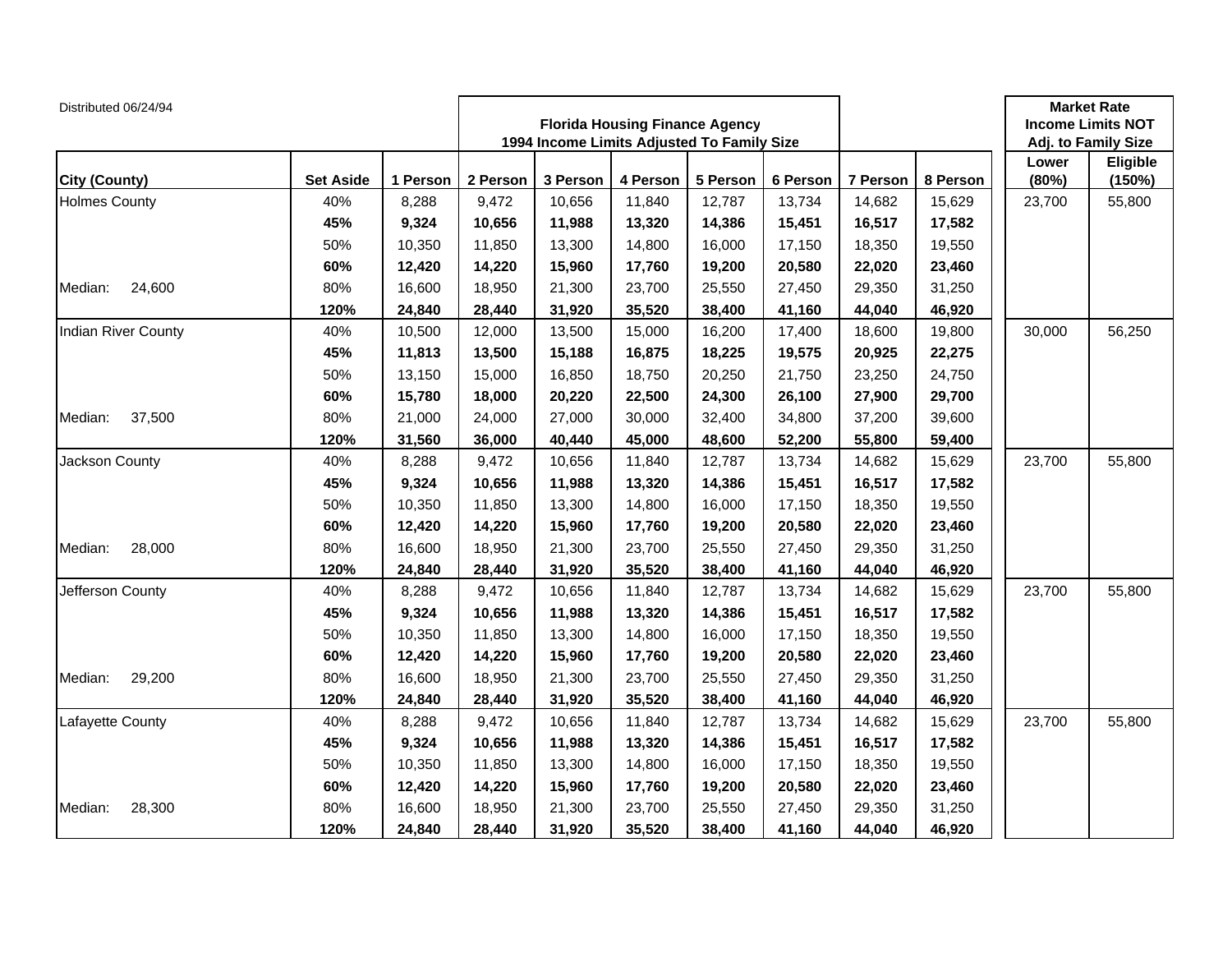Distributed 06/24/94

| City (County) | Set Aside | 1 Person | 2 Person | 3 Person | 4 Person | 5 Person | 6 Person | 7 Person | 8 Person | Market Rate Income Limits NOT Adj. to Family Size Lower (80%) | Eligible (150%) |
|---|---|---|---|---|---|---|---|---|---|---|---|
| | | Florida Housing Finance Agency 1994 Income Limits Adjusted To Family Size | | | | | | | | | |
| Holmes County | 40% | 8,288 | 9,472 | 10,656 | 11,840 | 12,787 | 13,734 | 14,682 | 15,629 | 23,700 | 55,800 |
| | **45%** | **9,324** | **10,656** | **11,988** | **13,320** | **14,386** | **15,451** | **16,517** | **17,582** | | |
| | 50% | 10,350 | 11,850 | 13,300 | 14,800 | 16,000 | 17,150 | 18,350 | 19,550 | | |
| | **60%** | **12,420** | **14,220** | **15,960** | **17,760** | **19,200** | **20,580** | **22,020** | **23,460** | | |
| Median: 24,600 | 80% | 16,600 | 18,950 | 21,300 | 23,700 | 25,550 | 27,450 | 29,350 | 31,250 | | |
| | **120%** | **24,840** | **28,440** | **31,920** | **35,520** | **38,400** | **41,160** | **44,040** | **46,920** | | |
| Indian River County | 40% | 10,500 | 12,000 | 13,500 | 15,000 | 16,200 | 17,400 | 18,600 | 19,800 | 30,000 | 56,250 |
| | **45%** | **11,813** | **13,500** | **15,188** | **16,875** | **18,225** | **19,575** | **20,925** | **22,275** | | |
| | 50% | 13,150 | 15,000 | 16,850 | 18,750 | 20,250 | 21,750 | 23,250 | 24,750 | | |
| | **60%** | **15,780** | **18,000** | **20,220** | **22,500** | **24,300** | **26,100** | **27,900** | **29,700** | | |
| Median: 37,500 | 80% | 21,000 | 24,000 | 27,000 | 30,000 | 32,400 | 34,800 | 37,200 | 39,600 | | |
| | **120%** | **31,560** | **36,000** | **40,440** | **45,000** | **48,600** | **52,200** | **55,800** | **59,400** | | |
| Jackson County | 40% | 8,288 | 9,472 | 10,656 | 11,840 | 12,787 | 13,734 | 14,682 | 15,629 | 23,700 | 55,800 |
| | **45%** | **9,324** | **10,656** | **11,988** | **13,320** | **14,386** | **15,451** | **16,517** | **17,582** | | |
| | 50% | 10,350 | 11,850 | 13,300 | 14,800 | 16,000 | 17,150 | 18,350 | 19,550 | | |
| | **60%** | **12,420** | **14,220** | **15,960** | **17,760** | **19,200** | **20,580** | **22,020** | **23,460** | | |
| Median: 28,000 | 80% | 16,600 | 18,950 | 21,300 | 23,700 | 25,550 | 27,450 | 29,350 | 31,250 | | |
| | **120%** | **24,840** | **28,440** | **31,920** | **35,520** | **38,400** | **41,160** | **44,040** | **46,920** | | |
| Jefferson County | 40% | 8,288 | 9,472 | 10,656 | 11,840 | 12,787 | 13,734 | 14,682 | 15,629 | 23,700 | 55,800 |
| | **45%** | **9,324** | **10,656** | **11,988** | **13,320** | **14,386** | **15,451** | **16,517** | **17,582** | | |
| | 50% | 10,350 | 11,850 | 13,300 | 14,800 | 16,000 | 17,150 | 18,350 | 19,550 | | |
| | **60%** | **12,420** | **14,220** | **15,960** | **17,760** | **19,200** | **20,580** | **22,020** | **23,460** | | |
| Median: 29,200 | 80% | 16,600 | 18,950 | 21,300 | 23,700 | 25,550 | 27,450 | 29,350 | 31,250 | | |
| | **120%** | **24,840** | **28,440** | **31,920** | **35,520** | **38,400** | **41,160** | **44,040** | **46,920** | | |
| Lafayette County | 40% | 8,288 | 9,472 | 10,656 | 11,840 | 12,787 | 13,734 | 14,682 | 15,629 | 23,700 | 55,800 |
| | **45%** | **9,324** | **10,656** | **11,988** | **13,320** | **14,386** | **15,451** | **16,517** | **17,582** | | |
| | 50% | 10,350 | 11,850 | 13,300 | 14,800 | 16,000 | 17,150 | 18,350 | 19,550 | | |
| | **60%** | **12,420** | **14,220** | **15,960** | **17,760** | **19,200** | **20,580** | **22,020** | **23,460** | | |
| Median: 28,300 | 80% | 16,600 | 18,950 | 21,300 | 23,700 | 25,550 | 27,450 | 29,350 | 31,250 | | |
| | **120%** | **24,840** | **28,440** | **31,920** | **35,520** | **38,400** | **41,160** | **44,040** | **46,920** | | |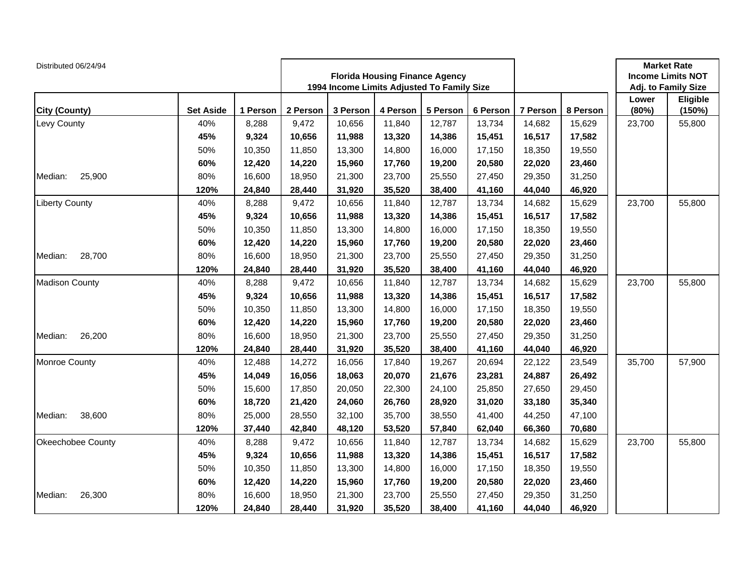Distributed 06/24/94

| | | Florida Housing Finance Agency 1994 Income Limits Adjusted To Family Size | | | | | | | | Market Rate Income Limits NOT Adj. to Family Size | |
|---|---|---|---|---|---|---|---|---|---|---|---|
| **City (County)** | **Set Aside** | **1 Person** | **2 Person** | **3 Person** | **4 Person** | **5 Person** | **6 Person** | **7 Person** | **8 Person** | **Lower (80%)** | **Eligible (150%)** |
| Levy County | 40% | 8,288 | 9,472 | 10,656 | 11,840 | 12,787 | 13,734 | 14,682 | 15,629 | 23,700 | 55,800 |
| | **45%** | **9,324** | **10,656** | **11,988** | **13,320** | **14,386** | **15,451** | **16,517** | **17,582** | | |
| | 50% | 10,350 | 11,850 | 13,300 | 14,800 | 16,000 | 17,150 | 18,350 | 19,550 | | |
| | **60%** | **12,420** | **14,220** | **15,960** | **17,760** | **19,200** | **20,580** | **22,020** | **23,460** | | |
| Median: 25,900 | 80% | 16,600 | 18,950 | 21,300 | 23,700 | 25,550 | 27,450 | 29,350 | 31,250 | | |
| | **120%** | **24,840** | **28,440** | **31,920** | **35,520** | **38,400** | **41,160** | **44,040** | **46,920** | | |
| Liberty County | 40% | 8,288 | 9,472 | 10,656 | 11,840 | 12,787 | 13,734 | 14,682 | 15,629 | 23,700 | 55,800 |
| | **45%** | **9,324** | **10,656** | **11,988** | **13,320** | **14,386** | **15,451** | **16,517** | **17,582** | | |
| | 50% | 10,350 | 11,850 | 13,300 | 14,800 | 16,000 | 17,150 | 18,350 | 19,550 | | |
| | **60%** | **12,420** | **14,220** | **15,960** | **17,760** | **19,200** | **20,580** | **22,020** | **23,460** | | |
| Median: 28,700 | 80% | 16,600 | 18,950 | 21,300 | 23,700 | 25,550 | 27,450 | 29,350 | 31,250 | | |
| | **120%** | **24,840** | **28,440** | **31,920** | **35,520** | **38,400** | **41,160** | **44,040** | **46,920** | | |
| Madison County | 40% | 8,288 | 9,472 | 10,656 | 11,840 | 12,787 | 13,734 | 14,682 | 15,629 | 23,700 | 55,800 |
| | **45%** | **9,324** | **10,656** | **11,988** | **13,320** | **14,386** | **15,451** | **16,517** | **17,582** | | |
| | 50% | 10,350 | 11,850 | 13,300 | 14,800 | 16,000 | 17,150 | 18,350 | 19,550 | | |
| | **60%** | **12,420** | **14,220** | **15,960** | **17,760** | **19,200** | **20,580** | **22,020** | **23,460** | | |
| Median: 26,200 | 80% | 16,600 | 18,950 | 21,300 | 23,700 | 25,550 | 27,450 | 29,350 | 31,250 | | |
| | **120%** | **24,840** | **28,440** | **31,920** | **35,520** | **38,400** | **41,160** | **44,040** | **46,920** | | |
| Monroe County | 40% | 12,488 | 14,272 | 16,056 | 17,840 | 19,267 | 20,694 | 22,122 | 23,549 | 35,700 | 57,900 |
| | **45%** | **14,049** | **16,056** | **18,063** | **20,070** | **21,676** | **23,281** | **24,887** | **26,492** | | |
| | 50% | 15,600 | 17,850 | 20,050 | 22,300 | 24,100 | 25,850 | 27,650 | 29,450 | | |
| | **60%** | **18,720** | **21,420** | **24,060** | **26,760** | **28,920** | **31,020** | **33,180** | **35,340** | | |
| Median: 38,600 | 80% | 25,000 | 28,550 | 32,100 | 35,700 | 38,550 | 41,400 | 44,250 | 47,100 | | |
| | **120%** | **37,440** | **42,840** | **48,120** | **53,520** | **57,840** | **62,040** | **66,360** | **70,680** | | |
| Okeechobee County | 40% | 8,288 | 9,472 | 10,656 | 11,840 | 12,787 | 13,734 | 14,682 | 15,629 | 23,700 | 55,800 |
| | **45%** | **9,324** | **10,656** | **11,988** | **13,320** | **14,386** | **15,451** | **16,517** | **17,582** | | |
| | 50% | 10,350 | 11,850 | 13,300 | 14,800 | 16,000 | 17,150 | 18,350 | 19,550 | | |
| | **60%** | **12,420** | **14,220** | **15,960** | **17,760** | **19,200** | **20,580** | **22,020** | **23,460** | | |
| Median: 26,300 | 80% | 16,600 | 18,950 | 21,300 | 23,700 | 25,550 | 27,450 | 29,350 | 31,250 | | |
| | **120%** | **24,840** | **28,440** | **31,920** | **35,520** | **38,400** | **41,160** | **44,040** | **46,920** | | |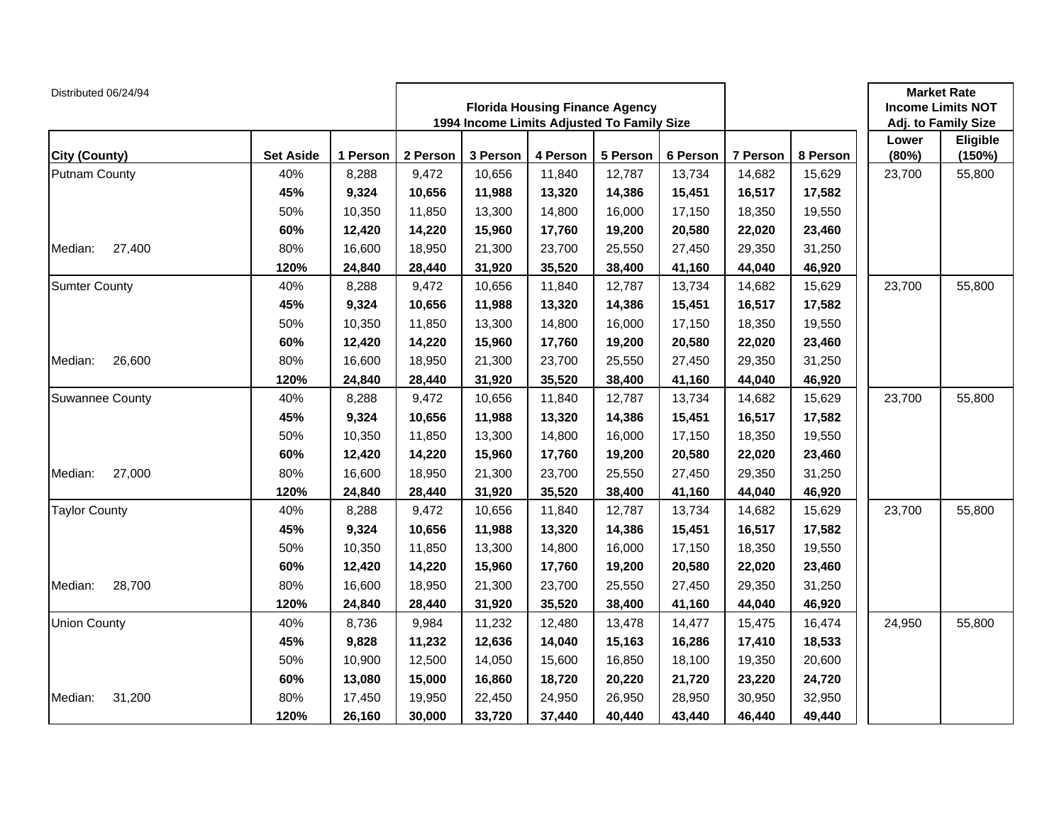Distributed 06/24/94

| City (County) | | Set Aside | 1 Person | 2 Person | 3 Person | 4 Person | 5 Person | 6 Person | 7 Person | 8 Person | Market Rate Income Limits NOT Adj. to Family Size Lower (80%) | Eligible (150%) |
|---|---|---|---|---|---|---|---|---|---|---|---|---|
| | | | **Florida Housing Finance Agency 1994 Income Limits Adjusted To Family Size** | | | | | | | | | |
| Putnam County | | 40% | 8,288 | 9,472 | 10,656 | 11,840 | 12,787 | 13,734 | 14,682 | 15,629 | 23,700 | 55,800 |
| | | **45%** | **9,324** | **10,656** | **11,988** | **13,320** | **14,386** | **15,451** | **16,517** | **17,582** | | |
| | | 50% | 10,350 | 11,850 | 13,300 | 14,800 | 16,000 | 17,150 | 18,350 | 19,550 | | |
| | | **60%** | **12,420** | **14,220** | **15,960** | **17,760** | **19,200** | **20,580** | **22,020** | **23,460** | | |
| Median: | 27,400 | 80% | 16,600 | 18,950 | 21,300 | 23,700 | 25,550 | 27,450 | 29,350 | 31,250 | | |
| | | **120%** | **24,840** | **28,440** | **31,920** | **35,520** | **38,400** | **41,160** | **44,040** | **46,920** | | |
| Sumter County | | 40% | 8,288 | 9,472 | 10,656 | 11,840 | 12,787 | 13,734 | 14,682 | 15,629 | 23,700 | 55,800 |
| | | **45%** | **9,324** | **10,656** | **11,988** | **13,320** | **14,386** | **15,451** | **16,517** | **17,582** | | |
| | | 50% | 10,350 | 11,850 | 13,300 | 14,800 | 16,000 | 17,150 | 18,350 | 19,550 | | |
| | | **60%** | **12,420** | **14,220** | **15,960** | **17,760** | **19,200** | **20,580** | **22,020** | **23,460** | | |
| Median: | 26,600 | 80% | 16,600 | 18,950 | 21,300 | 23,700 | 25,550 | 27,450 | 29,350 | 31,250 | | |
| | | **120%** | **24,840** | **28,440** | **31,920** | **35,520** | **38,400** | **41,160** | **44,040** | **46,920** | | |
| Suwannee County | | 40% | 8,288 | 9,472 | 10,656 | 11,840 | 12,787 | 13,734 | 14,682 | 15,629 | 23,700 | 55,800 |
| | | **45%** | **9,324** | **10,656** | **11,988** | **13,320** | **14,386** | **15,451** | **16,517** | **17,582** | | |
| | | 50% | 10,350 | 11,850 | 13,300 | 14,800 | 16,000 | 17,150 | 18,350 | 19,550 | | |
| | | **60%** | **12,420** | **14,220** | **15,960** | **17,760** | **19,200** | **20,580** | **22,020** | **23,460** | | |
| Median: | 27,000 | 80% | 16,600 | 18,950 | 21,300 | 23,700 | 25,550 | 27,450 | 29,350 | 31,250 | | |
| | | **120%** | **24,840** | **28,440** | **31,920** | **35,520** | **38,400** | **41,160** | **44,040** | **46,920** | | |
| Taylor County | | 40% | 8,288 | 9,472 | 10,656 | 11,840 | 12,787 | 13,734 | 14,682 | 15,629 | 23,700 | 55,800 |
| | | **45%** | **9,324** | **10,656** | **11,988** | **13,320** | **14,386** | **15,451** | **16,517** | **17,582** | | |
| | | 50% | 10,350 | 11,850 | 13,300 | 14,800 | 16,000 | 17,150 | 18,350 | 19,550 | | |
| | | **60%** | **12,420** | **14,220** | **15,960** | **17,760** | **19,200** | **20,580** | **22,020** | **23,460** | | |
| Median: | 28,700 | 80% | 16,600 | 18,950 | 21,300 | 23,700 | 25,550 | 27,450 | 29,350 | 31,250 | | |
| | | **120%** | **24,840** | **28,440** | **31,920** | **35,520** | **38,400** | **41,160** | **44,040** | **46,920** | | |
| Union County | | 40% | 8,736 | 9,984 | 11,232 | 12,480 | 13,478 | 14,477 | 15,475 | 16,474 | 24,950 | 55,800 |
| | | **45%** | **9,828** | **11,232** | **12,636** | **14,040** | **15,163** | **16,286** | **17,410** | **18,533** | | |
| | | 50% | 10,900 | 12,500 | 14,050 | 15,600 | 16,850 | 18,100 | 19,350 | 20,600 | | |
| | | **60%** | **13,080** | **15,000** | **16,860** | **18,720** | **20,220** | **21,720** | **23,220** | **24,720** | | |
| Median: | 31,200 | 80% | 17,450 | 19,950 | 22,450 | 24,950 | 26,950 | 28,950 | 30,950 | 32,950 | | |
| | | **120%** | **26,160** | **30,000** | **33,720** | **37,440** | **40,440** | **43,440** | **46,440** | **49,440** | | |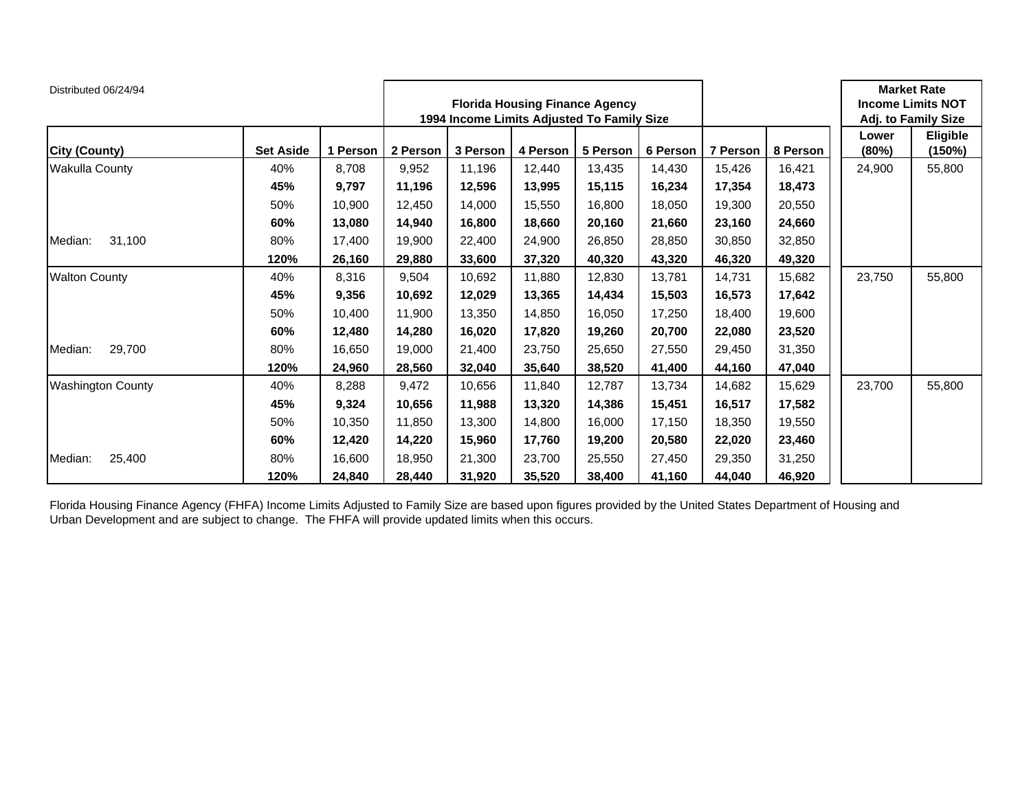Distributed 06/24/94

| City (County) | Set Aside | 1 Person | 2 Person | 3 Person | 4 Person | 5 Person | 6 Person | 7 Person | 8 Person | Market Rate Income Limits NOT Adj. to Family Size Lower (80%) | Eligible (150%) |
|---|---|---|---|---|---|---|---|---|---|---|---|
| | | **Florida Housing Finance Agency 1994 Income Limits Adjusted To Family Size** | | | | | | | | | |
| Wakulla County | 40% | 8,708 | 9,952 | 11,196 | 12,440 | 13,435 | 14,430 | 15,426 | 16,421 | 24,900 | 55,800 |
| | **45%** | **9,797** | **11,196** | **12,596** | **13,995** | **15,115** | **16,234** | **17,354** | **18,473** | | |
| | 50% | 10,900 | 12,450 | 14,000 | 15,550 | 16,800 | 18,050 | 19,300 | 20,550 | | |
| | **60%** | **13,080** | **14,940** | **16,800** | **18,660** | **20,160** | **21,660** | **23,160** | **24,660** | | |
| Median: 31,100 | 80% | 17,400 | 19,900 | 22,400 | 24,900 | 26,850 | 28,850 | 30,850 | 32,850 | | |
| | **120%** | **26,160** | **29,880** | **33,600** | **37,320** | **40,320** | **43,320** | **46,320** | **49,320** | | |
| Walton County | 40% | 8,316 | 9,504 | 10,692 | 11,880 | 12,830 | 13,781 | 14,731 | 15,682 | 23,750 | 55,800 |
| | **45%** | **9,356** | **10,692** | **12,029** | **13,365** | **14,434** | **15,503** | **16,573** | **17,642** | | |
| | 50% | 10,400 | 11,900 | 13,350 | 14,850 | 16,050 | 17,250 | 18,400 | 19,600 | | |
| | **60%** | **12,480** | **14,280** | **16,020** | **17,820** | **19,260** | **20,700** | **22,080** | **23,520** | | |
| Median: 29,700 | 80% | 16,650 | 19,000 | 21,400 | 23,750 | 25,650 | 27,550 | 29,450 | 31,350 | | |
| | **120%** | **24,960** | **28,560** | **32,040** | **35,640** | **38,520** | **41,400** | **44,160** | **47,040** | | |
| Washington County | 40% | 8,288 | 9,472 | 10,656 | 11,840 | 12,787 | 13,734 | 14,682 | 15,629 | 23,700 | 55,800 |
| | **45%** | **9,324** | **10,656** | **11,988** | **13,320** | **14,386** | **15,451** | **16,517** | **17,582** | | |
| | 50% | 10,350 | 11,850 | 13,300 | 14,800 | 16,000 | 17,150 | 18,350 | 19,550 | | |
| | **60%** | **12,420** | **14,220** | **15,960** | **17,760** | **19,200** | **20,580** | **22,020** | **23,460** | | |
| Median: 25,400 | 80% | 16,600 | 18,950 | 21,300 | 23,700 | 25,550 | 27,450 | 29,350 | 31,250 | | |
| | **120%** | **24,840** | **28,440** | **31,920** | **35,520** | **38,400** | **41,160** | **44,040** | **46,920** | | |

Florida Housing Finance Agency (FHFA) Income Limits Adjusted to Family Size are based upon figures provided by the United States Department of Housing and Urban Development and are subject to change. The FHFA will provide updated limits when this occurs.